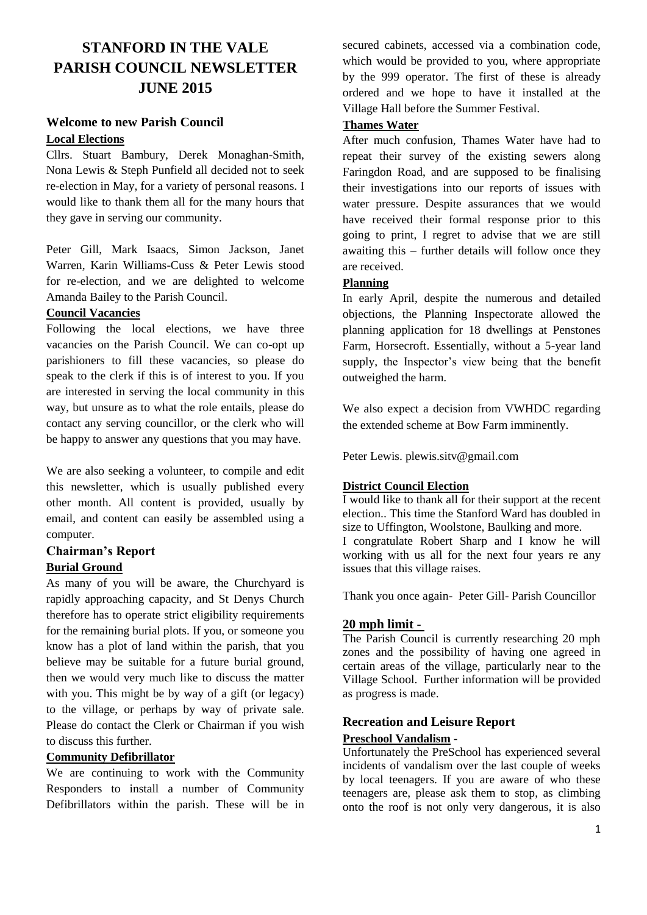# STANFORD IN THE VALE PARISH COUNCIL NEWSLETTER JUNE 2015

## Welcome to new Parish Council

**Local Elections**

Cllrs. Stuart Bambury, Derek Monaghan-Smith, Nona Lewis & Steph Punfield all decided not to seek re-election in May, for a variety of personal reasons. I would like to thank them all for the many hours that they gave in serving our community.

Peter Gill, Mark Isaacs, Simon Jackson, Janet Warren, Karin Williams-Cuss & Peter Lewis stood for re-election, and we are delighted to welcome Amanda Bailey to the Parish Council.

**Council Vacancies**

Following the local elections, we have three vacancies on the Parish Council. We can co-opt up parishioners to fill these vacancies, so please do speak to the clerk if this is of interest to you. If you are interested in serving the local community in this way, but unsure as to what the role entails, please do contact any serving councillor, or the clerk who will be happy to answer any questions that you may have.

We are also seeking a volunteer, to compile and edit this newsletter, which is usually published every other month. All content is provided, usually by email, and content can easily be assembled using a computer.

## Chairman's Report

**Burial Ground**

As many of you will be aware, the Churchyard is rapidly approaching capacity, and St Denys Church therefore has to operate strict eligibility requirements for the remaining burial plots. If you, or someone you know has a plot of land within the parish, that you believe may be suitable for a future burial ground, then we would very much like to discuss the matter with you. This might be by way of a gift (or legacy) to the village, or perhaps by way of private sale. Please do contact the Clerk or Chairman if you wish to discuss this further.

**Community Defibrillator**

We are continuing to work with the Community Responders to install a number of Community Defibrillators within the parish. These will be in secured cabinets, accessed via a combination code, which would be provided to you, where appropriate by the 999 operator. The first of these is already ordered and we hope to have it installed at the Village Hall before the Summer Festival.

**Thames Water**

After much confusion, Thames Water have had to repeat their survey of the existing sewers along Faringdon Road, and are supposed to be finalising their investigations into our reports of issues with water pressure. Despite assurances that we would have received their formal response prior to this going to print, I regret to advise that we are still awaiting this – further details will follow once they are received.

**Planning**

In early April, despite the numerous and detailed objections, the Planning Inspectorate allowed the planning application for 18 dwellings at Penstones Farm, Horsecroft. Essentially, without a 5-year land supply, the Inspector's view being that the benefit outweighed the harm.

We also expect a decision from VWHDC regarding the extended scheme at Bow Farm imminently.

Peter Lewis. plewis.sitv@gmail.com

**District Council Election**

I would like to thank all for their support at the recent election.. This time the Stanford Ward has doubled in size to Uffington, Woolstone, Baulking and more.
I congratulate Robert Sharp and I know he will working with us all for the next four years re any issues that this village raises.

Thank you once again- Peter Gill- Parish Councillor

**20 mph limit -**

The Parish Council is currently researching 20 mph zones and the possibility of having one agreed in certain areas of the village, particularly near to the Village School. Further information will be provided as progress is made.

## Recreation and Leisure Report

**Preschool Vandalism -**

Unfortunately the PreSchool has experienced several incidents of vandalism over the last couple of weeks by local teenagers. If you are aware of who these teenagers are, please ask them to stop, as climbing onto the roof is not only very dangerous, it is also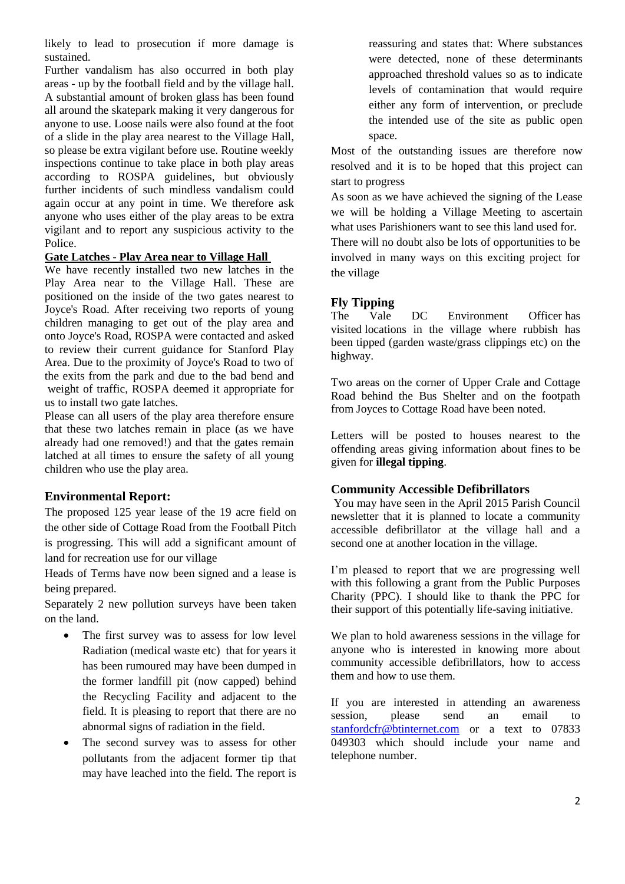likely to lead to prosecution if more damage is sustained.

Further vandalism has also occurred in both play areas - up by the football field and by the village hall. A substantial amount of broken glass has been found all around the skatepark making it very dangerous for anyone to use. Loose nails were also found at the foot of a slide in the play area nearest to the Village Hall, so please be extra vigilant before use. Routine weekly inspections continue to take place in both play areas according to ROSPA guidelines, but obviously further incidents of such mindless vandalism could again occur at any point in time. We therefore ask anyone who uses either of the play areas to be extra vigilant and to report any suspicious activity to the Police.

**Gate Latches - Play Area near to Village Hall**

We have recently installed two new latches in the Play Area near to the Village Hall. These are positioned on the inside of the two gates nearest to Joyce's Road. After receiving two reports of young children managing to get out of the play area and onto Joyce's Road, ROSPA were contacted and asked to review their current guidance for Stanford Play Area. Due to the proximity of Joyce's Road to two of the exits from the park and due to the bad bend and weight of traffic, ROSPA deemed it appropriate for us to install two gate latches.

Please can all users of the play area therefore ensure that these two latches remain in place (as we have already had one removed!) and that the gates remain latched at all times to ensure the safety of all young children who use the play area.

## Environmental Report:

The proposed 125 year lease of the 19 acre field on the other side of Cottage Road from the Football Pitch is progressing. This will add a significant amount of land for recreation use for our village

Heads of Terms have now been signed and a lease is being prepared.

Separately 2 new pollution surveys have been taken on the land.

- The first survey was to assess for low level Radiation (medical waste etc) that for years it has been rumoured may have been dumped in the former landfill pit (now capped) behind the Recycling Facility and adjacent to the field. It is pleasing to report that there are no abnormal signs of radiation in the field.
- The second survey was to assess for other pollutants from the adjacent former tip that may have leached into the field. The report is reassuring and states that: Where substances were detected, none of these determinants approached threshold values so as to indicate levels of contamination that would require either any form of intervention, or preclude the intended use of the site as public open space.

Most of the outstanding issues are therefore now resolved and it is to be hoped that this project can start to progress

As soon as we have achieved the signing of the Lease we will be holding a Village Meeting to ascertain what uses Parishioners want to see this land used for.

There will no doubt also be lots of opportunities to be involved in many ways on this exciting project for the village

## Fly Tipping

The Vale DC Environment Officer has visited locations in the village where rubbish has been tipped (garden waste/grass clippings etc) on the highway.

Two areas on the corner of Upper Crale and Cottage Road behind the Bus Shelter and on the footpath from Joyces to Cottage Road have been noted.

Letters will be posted to houses nearest to the offending areas giving information about fines to be given for **illegal tipping**.

## Community Accessible Defibrillators

You may have seen in the April 2015 Parish Council newsletter that it is planned to locate a community accessible defibrillator at the village hall and a second one at another location in the village.

I'm pleased to report that we are progressing well with this following a grant from the Public Purposes Charity (PPC). I should like to thank the PPC for their support of this potentially life-saving initiative.

We plan to hold awareness sessions in the village for anyone who is interested in knowing more about community accessible defibrillators, how to access them and how to use them.

If you are interested in attending an awareness session, please send an email to stanfordcfr@btinternet.com or a text to 07833 049303 which should include your name and telephone number.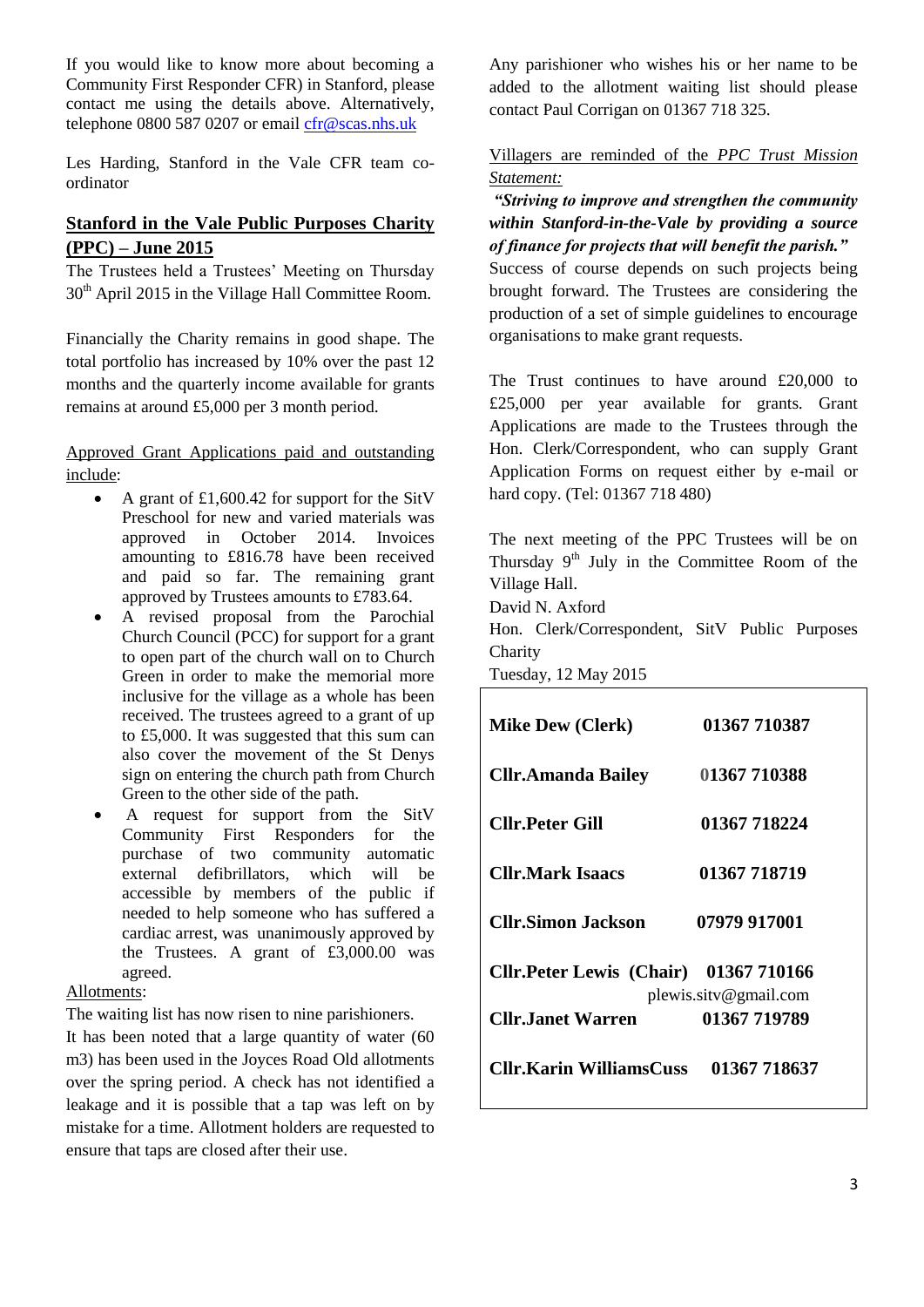If you would like to know more about becoming a Community First Responder CFR) in Stanford, please contact me using the details above. Alternatively, telephone 0800 587 0207 or email cfr@scas.nhs.uk

Les Harding, Stanford in the Vale CFR team co-ordinator

## Stanford in the Vale Public Purposes Charity (PPC) – June 2015

The Trustees held a Trustees' Meeting on Thursday 30th April 2015 in the Village Hall Committee Room.

Financially the Charity remains in good shape. The total portfolio has increased by 10% over the past 12 months and the quarterly income available for grants remains at around £5,000 per 3 month period.

Approved Grant Applications paid and outstanding include:

- A grant of £1,600.42 for support for the SitV Preschool for new and varied materials was approved in October 2014. Invoices amounting to £816.78 have been received and paid so far. The remaining grant approved by Trustees amounts to £783.64.
- A revised proposal from the Parochial Church Council (PCC) for support for a grant to open part of the church wall on to Church Green in order to make the memorial more inclusive for the village as a whole has been received. The trustees agreed to a grant of up to £5,000. It was suggested that this sum can also cover the movement of the St Denys sign on entering the church path from Church Green to the other side of the path.
- A request for support from the SitV Community First Responders for the purchase of two community automatic external defibrillators, which will be accessible by members of the public if needed to help someone who has suffered a cardiac arrest, was unanimously approved by the Trustees. A grant of £3,000.00 was agreed.

Allotments:

The waiting list has now risen to nine parishioners.

It has been noted that a large quantity of water (60 m3) has been used in the Joyces Road Old allotments over the spring period. A check has not identified a leakage and it is possible that a tap was left on by mistake for a time. Allotment holders are requested to ensure that taps are closed after their use.

Any parishioner who wishes his or her name to be added to the allotment waiting list should please contact Paul Corrigan on 01367 718 325.

Villagers are reminded of the *PPC Trust Mission Statement:*

***"Striving to improve and strengthen the community within Stanford-in-the-Vale by providing a source of finance for projects that will benefit the parish."***

Success of course depends on such projects being brought forward. The Trustees are considering the production of a set of simple guidelines to encourage organisations to make grant requests.

The Trust continues to have around £20,000 to £25,000 per year available for grants. Grant Applications are made to the Trustees through the Hon. Clerk/Correspondent, who can supply Grant Application Forms on request either by e-mail or hard copy. (Tel: 01367 718 480)

The next meeting of the PPC Trustees will be on Thursday 9th July in the Committee Room of the Village Hall.

David N. Axford

Hon. Clerk/Correspondent, SitV Public Purposes Charity

Tuesday, 12 May 2015

| | |
|---|---|
| **Mike Dew (Clerk)** | **01367 710387** |
| **Cllr.Amanda Bailey** | **01367 710388** |
| **Cllr.Peter Gill** | **01367 718224** |
| **Cllr.Mark Isaacs** | **01367 718719** |
| **Cllr.Simon Jackson** | **07979 917001** |
| **Cllr.Peter Lewis (Chair)** | **01367 710166** plewis.sitv@gmail.com |
| **Cllr.Janet Warren** | **01367 719789** |
| **Cllr.Karin WilliamsCuss** | **01367 718637** |